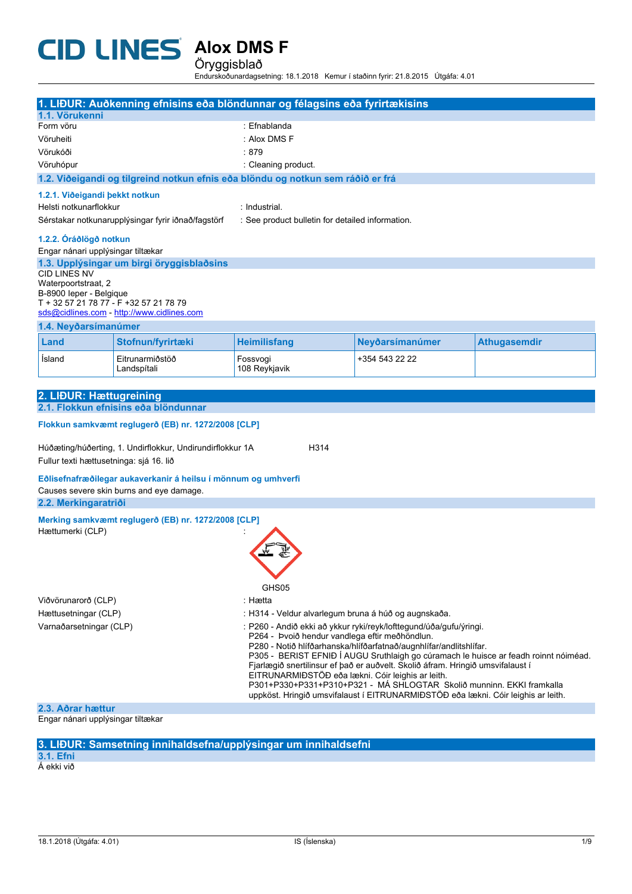# CID LINES Alox DMS F

Öryggisblað

Endurskoðunardagsetning: 18.1.2018 Kemur í staðinn fyrir: 21.8.2015 Útgáfa: 4.01

## 1. LIÐUR: Auðkenning efnisins eða blöndunnar og félagsins eða fyrirtækisins

### 1.1. Vörukenni

| | |
|---|---|
| Form vöru | : Efnablanda |
| Vöruheiti | : Alox DMS F |
| Vörukóði | : 879 |
| Vöruhópur | : Cleaning product. |

### 1.2. Viðeigandi og tilgreind notkun efnis eða blöndu og notkun sem ráðið er frá

#### 1.2.1. Viðeigandi þekkt notkun

| | |
|---|---|
| Helsti notkunarflokkur | : Industrial. |
| Sérstakar notkunarupplýsingar fyrir iðnað/fagstörf | : See product bulletin for detailed information. |

#### 1.2.2. Óráðlögð notkun

Engar nánari upplýsingar tiltækar

### 1.3. Upplýsingar um birgi öryggisblaðsins

CID LINES NV
Waterpoortstraat, 2
B-8900 Ieper - Belgique
T + 32 57 21 78 77 - F +32 57 21 78 79
sds@cidlines.com - http://www.cidlines.com

### 1.4. Neyðarsímanúmer

| Land | Stofnun/fyrirtæki | Heimilisfang | Neyðarsímanúmer | Athugasemdir |
|---|---|---|---|---|
| Ísland | Eitrunarmiðstöð Landspítali | Fossvogi 108 Reykjavik | +354 543 22 22 | |

## 2. LIÐUR: Hættugreining

### 2.1. Flokkun efnisins eða blöndunnar

**Flokkun samkvæmt reglugerð (EB) nr. 1272/2008 [CLP]**

Húðæting/húðerting, 1. Undirflokkur, Undirundirflokkur 1A H314

Fullur texti hættusetninga: sjá 16. lið

**Eðlisefnafræðilegar aukaverkanir á heilsu í mönnum og umhverfi**

Causes severe skin burns and eye damage.

### 2.2. Merkingaratriði

**Merking samkvæmt reglugerð (EB) nr. 1272/2008 [CLP]**

Hættumerki (CLP) :

GHS05

| | |
|---|---|
| Viðvörunarorð (CLP) | : Hætta |
| Hættusetningar (CLP) | : H314 - Veldur alvarlegum bruna á húð og augnskaða. |
| Varnaðarsetningar (CLP) | : P260 - Andið ekki að ykkur ryki/reyk/lofttegund/úða/gufu/ýringi.<br>P264 - Þvoið hendur vandlega eftir meðhöndlun.<br>P280 - Notið hlífðarhanska/hlífðarfatnað/augnhlífar/andlitshlífar.<br>P305 - BERIST EFNIÐ Í AUGU Sruthlaigh go cúramach le huisce ar feadh roinnt nóiméad. Fjarlægið snertilinsur ef það er auðvelt. Skolið áfram. Hringið umsvifalaust í EITRUNARMIÐSTÖÐ eða lækni. Cóir leighis ar leith.<br>P301+P330+P331+P310+P321 - MÁ SHLOGTAR Skolið munninn. EKKI framkalla uppköst. Hringið umsvifalaust í EITRUNARMIÐSTÖÐ eða lækni. Cóir leighis ar leith. |

### 2.3. Aðrar hættur

Engar nánari upplýsingar tiltækar

## 3. LIÐUR: Samsetning innihaldsefna/upplýsingar um innihaldsefni

### 3.1. Efni

Á ekki við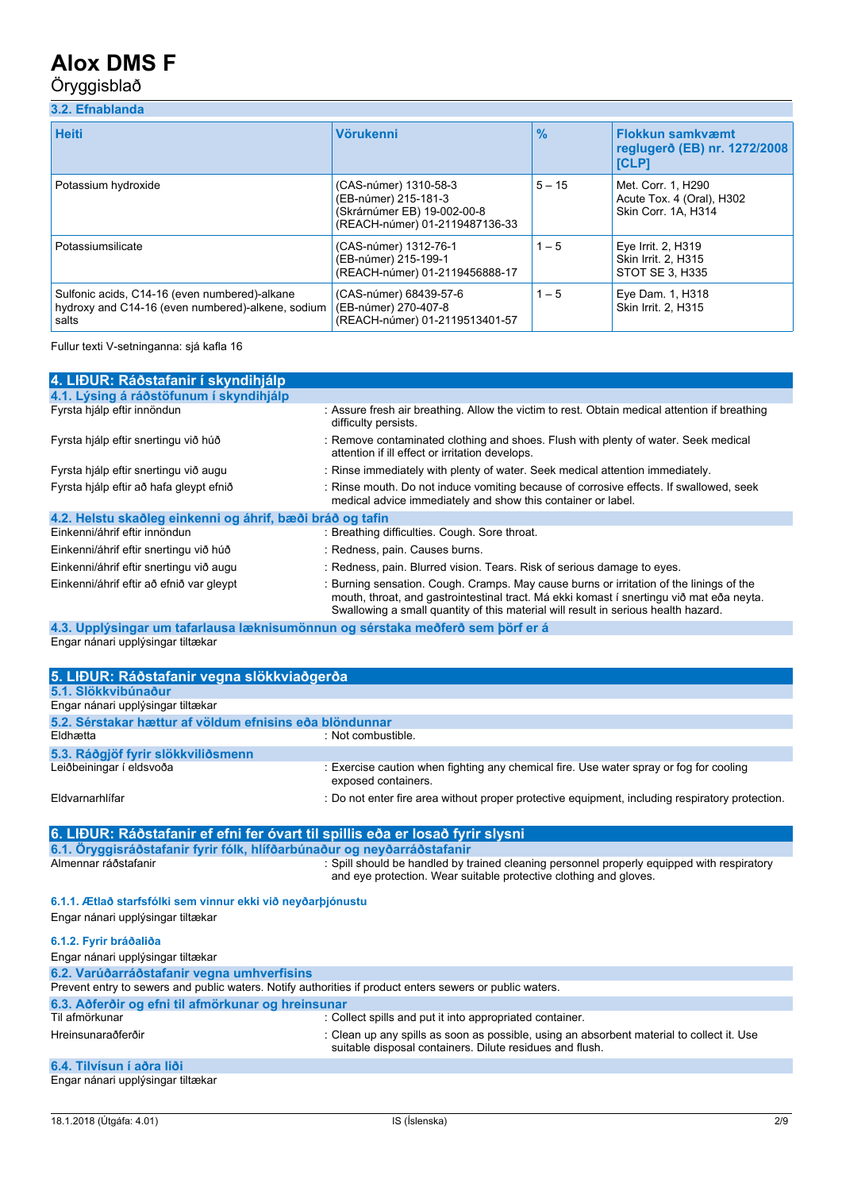### 3.2. Efnablanda

| Heiti | Vörukenni | % | Flokkun samkvæmt reglugerð (EB) nr. 1272/2008 [CLP] |
|---|---|---|---|
| Potassium hydroxide | (CAS-númer) 1310-58-3<br>(EB-númer) 215-181-3<br>(Skrárnúmer EB) 19-002-00-8<br>(REACH-númer) 01-2119487136-33 | 5 – 15 | Met. Corr. 1, H290<br>Acute Tox. 4 (Oral), H302<br>Skin Corr. 1A, H314 |
| Potassiumsilicate | (CAS-númer) 1312-76-1<br>(EB-númer) 215-199-1<br>(REACH-númer) 01-2119456888-17 | 1 – 5 | Eye Irrit. 2, H319<br>Skin Irrit. 2, H315<br>STOT SE 3, H335 |
| Sulfonic acids, C14-16 (even numbered)-alkane hydroxy and C14-16 (even numbered)-alkene, sodium salts | (CAS-númer) 68439-57-6<br>(EB-númer) 270-407-8<br>(REACH-númer) 01-2119513401-57 | 1 – 5 | Eye Dam. 1, H318<br>Skin Irrit. 2, H315 |

Fullur texti V-setninganna: sjá kafla 16

## 4. LIÐUR: Ráðstafanir í skyndihjálp

### 4.1. Lýsing á ráðstöfunum í skyndihjálp

| | |
|---|---|
| Fyrsta hjálp eftir innöndun | : Assure fresh air breathing. Allow the victim to rest. Obtain medical attention if breathing difficulty persists. |
| Fyrsta hjálp eftir snertingu við húð | : Remove contaminated clothing and shoes. Flush with plenty of water. Seek medical attention if ill effect or irritation develops. |
| Fyrsta hjálp eftir snertingu við augu | : Rinse immediately with plenty of water. Seek medical attention immediately. |
| Fyrsta hjálp eftir að hafa gleypt efnið | : Rinse mouth. Do not induce vomiting because of corrosive effects. If swallowed, seek medical advice immediately and show this container or label. |

### 4.2. Helstu skaðleg einkenni og áhrif, bæði bráð og tafin

| | |
|---|---|
| Einkenni/áhrif eftir innöndun | : Breathing difficulties. Cough. Sore throat. |
| Einkenni/áhrif eftir snertingu við húð | : Redness, pain. Causes burns. |
| Einkenni/áhrif eftir snertingu við augu | : Redness, pain. Blurred vision. Tears. Risk of serious damage to eyes. |
| Einkenni/áhrif eftir að efnið var gleypt | : Burning sensation. Cough. Cramps. May cause burns or irritation of the linings of the mouth, throat, and gastrointestinal tract. Má ekki komast í snertingu við mat eða neyta. Swallowing a small quantity of this material will result in serious health hazard. |

### 4.3. Upplýsingar um tafarlausa læknisumönnun og sérstaka meðferð sem þörf er á

Engar nánari upplýsingar tiltækar

## 5. LIÐUR: Ráðstafanir vegna slökkviaðgerða

### 5.1. Slökkvibúnaður

Engar nánari upplýsingar tiltækar

### 5.2. Sérstakar hættur af völdum efnisins eða blöndunnar

| | |
|---|---|
| Eldhætta | : Not combustible. |

### 5.3. Ráðgjöf fyrir slökkviliðsmenn

| | |
|---|---|
| Leiðbeiningar í eldsvoða | : Exercise caution when fighting any chemical fire. Use water spray or fog for cooling exposed containers. |
| Eldvarnarhlífar | : Do not enter fire area without proper protective equipment, including respiratory protection. |

## 6. LIÐUR: Ráðstafanir ef efni fer óvart til spillis eða er losað fyrir slysni

### 6.1. Öryggisráðstafanir fyrir fólk, hlífðarbúnaður og neyðarráðstafanir

| | |
|---|---|
| Almennar ráðstafanir | : Spill should be handled by trained cleaning personnel properly equipped with respiratory and eye protection. Wear suitable protective clothing and gloves. |

#### 6.1.1. Ætlað starfsfólki sem vinnur ekki við neyðarþjónustu

Engar nánari upplýsingar tiltækar

#### 6.1.2. Fyrir bráðaliða

Engar nánari upplýsingar tiltækar

### 6.2. Varúðarráðstafanir vegna umhverfisins

Prevent entry to sewers and public waters. Notify authorities if product enters sewers or public waters.

### 6.3. Aðferðir og efni til afmörkunar og hreinsunar

| | |
|---|---|
| Til afmörkunar | : Collect spills and put it into appropriated container. |
| Hreinsunaraðferðir | : Clean up any spills as soon as possible, using an absorbent material to collect it. Use suitable disposal containers. Dilute residues and flush. |

### 6.4. Tilvísun í aðra liði

Engar nánari upplýsingar tiltækar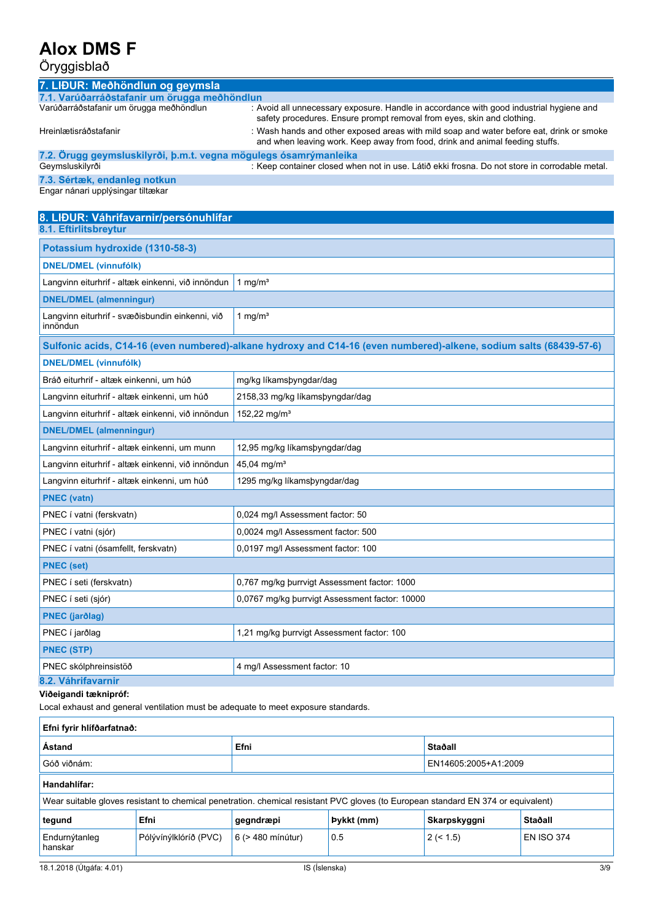## 7. LIÐUR: Meðhöndlun og geymsla

### 7.1. Varúðarráðstafanir um örugga meðhöndlun

| | |
|---|---|
| Varúðarráðstafanir um örugga meðhöndlun | : Avoid all unnecessary exposure. Handle in accordance with good industrial hygiene and safety procedures. Ensure prompt removal from eyes, skin and clothing. |
| Hreinlætisráðstafanir | : Wash hands and other exposed areas with mild soap and water before eat, drink or smoke and when leaving work. Keep away from food, drink and animal feeding stuffs. |

### 7.2. Örugg geymsluskilyrði, þ.m.t. vegna mögulegs ósamrýmanleika

| | |
|---|---|
| Geymsluskilyrði | : Keep container closed when not in use. Látið ekki frosna. Do not store in corrodable metal. |

### 7.3. Sértæk, endanleg notkun

Engar nánari upplýsingar tiltækar

## 8. LIÐUR: Váhrifavarnir/persónuhlífar

### 8.1. Eftirlitsbreytur

| | |
|---|---|
| **Potassium hydroxide (1310-58-3)** | |
| **DNEL/DMEL (vinnufólk)** | |
| Langvinn eiturhrif - altæk einkenni, við innöndun | 1 mg/m³ |
| **DNEL/DMEL (almenningur)** | |
| Langvinn eiturhrif - svæðisbundin einkenni, við innöndun | 1 mg/m³ |
| **Sulfonic acids, C14-16 (even numbered)-alkane hydroxy and C14-16 (even numbered)-alkene, sodium salts (68439-57-6)** | |
| **DNEL/DMEL (vinnufólk)** | |
| Bráð eiturhrif - altæk einkenni, um húð | mg/kg líkamsþyngdar/dag |
| Langvinn eiturhrif - altæk einkenni, um húð | 2158,33 mg/kg líkamsþyngdar/dag |
| Langvinn eiturhrif - altæk einkenni, við innöndun | 152,22 mg/m³ |
| **DNEL/DMEL (almenningur)** | |
| Langvinn eiturhrif - altæk einkenni, um munn | 12,95 mg/kg líkamsþyngdar/dag |
| Langvinn eiturhrif - altæk einkenni, við innöndun | 45,04 mg/m³ |
| Langvinn eiturhrif - altæk einkenni, um húð | 1295 mg/kg líkamsþyngdar/dag |
| **PNEC (vatn)** | |
| PNEC í vatni (ferskvatn) | 0,024 mg/l Assessment factor: 50 |
| PNEC í vatni (sjór) | 0,0024 mg/l Assessment factor: 500 |
| PNEC í vatni (ósamfellt, ferskvatn) | 0,0197 mg/l Assessment factor: 100 |
| **PNEC (set)** | |
| PNEC í seti (ferskvatn) | 0,767 mg/kg þurrvigt Assessment factor: 1000 |
| PNEC í seti (sjór) | 0,0767 mg/kg þurrvigt Assessment factor: 10000 |
| **PNEC (jarðlag)** | |
| PNEC í jarðlag | 1,21 mg/kg þurrvigt Assessment factor: 100 |
| **PNEC (STP)** | |
| PNEC skólphreinsistöð | 4 mg/l Assessment factor: 10 |

### 8.2. Váhrifavarnir

**Viðeigandi tæknipróf:**

Local exhaust and general ventilation must be adequate to meet exposure standards.

| **Efni fyrir hlífðarfatnað:** | | |
|---|---|---|
| **Ástand** | **Efni** | **Staðall** |
| Góð viðnám: | | EN14605:2005+A1:2009 |

**Handahlífar:**

Wear suitable gloves resistant to chemical penetration. chemical resistant PVC gloves (to European standard EN 374 or equivalent)

| tegund | Efni | gegndræpi | Þykkt (mm) | Skarpskyggni | Staðall |
|---|---|---|---|---|---|
| Endurnýtanleg hanskar | Pólývínýlklóríð (PVC) | 6 (> 480 mínútur) | 0.5 | 2 (< 1.5) | EN ISO 374 |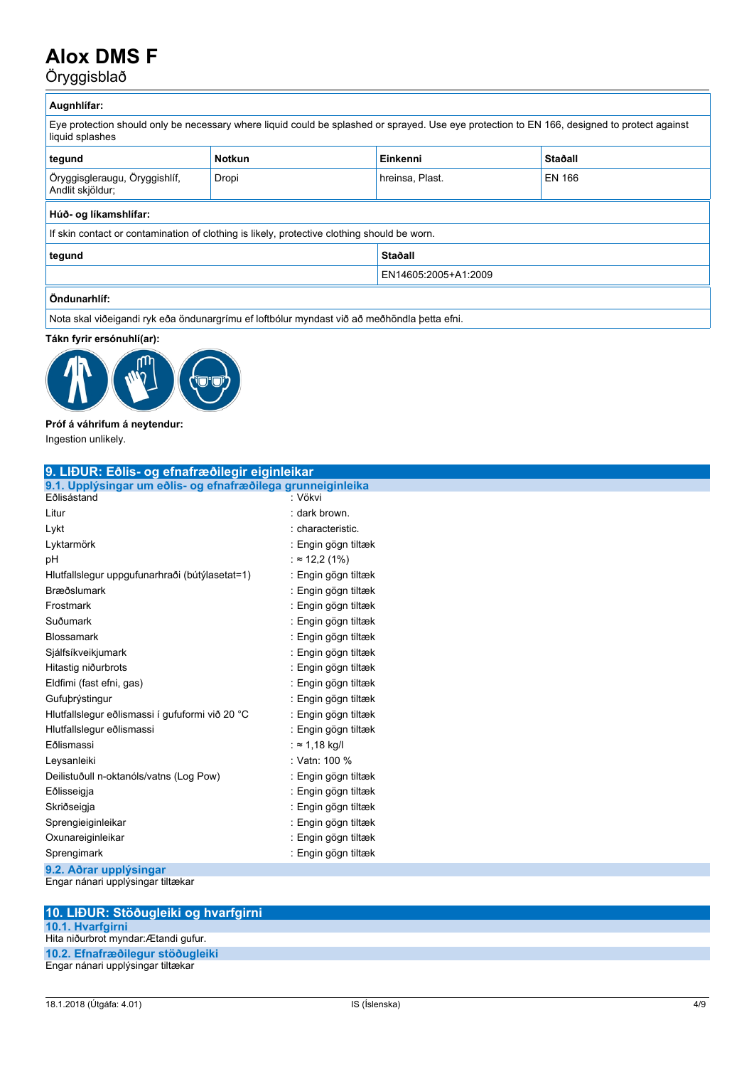| Augnhlífar: | | | |
|---|---|---|---|
| Eye protection should only be necessary where liquid could be splashed or sprayed. Use eye protection to EN 166, designed to protect against liquid splashes | | | |
| **tegund** | **Notkun** | **Einkenni** | **Staðall** |
| Öryggisgleraugu, Öryggishlíf, Andlit skjöldur; | Dropi | hreinsa, Plast. | EN 166 |

| Húð- og líkamshlífar: | |
|---|---|
| If skin contact or contamination of clothing is likely, protective clothing should be worn. | |
| **tegund** | **Staðall** |
| | EN14605:2005+A1:2009 |

| Öndunarhlíf: |
|---|
| Nota skal viðeigandi ryk eða öndunargrímu ef loftbólur myndast við að meðhöndla þetta efni. |

**Tákn fyrir ersónuhlí(ar):**

**Próf á váhrifum á neytendur:**

Ingestion unlikely.

## 9. LIÐUR: Eðlis- og efnafræðilegir eiginleikar

### 9.1. Upplýsingar um eðlis- og efnafræðilega grunneiginleika

| | |
|---|---|
| Eðlisástand | : Vökvi |
| Litur | : dark brown. |
| Lykt | : characteristic. |
| Lyktarmörk | : Engin gögn tiltæk |
| pH | : ≈ 12,2 (1%) |
| Hlutfallslegur uppgufunarhraði (bútýlasetat=1) | : Engin gögn tiltæk |
| Bræðslumark | : Engin gögn tiltæk |
| Frostmark | : Engin gögn tiltæk |
| Suðumark | : Engin gögn tiltæk |
| Blossamark | : Engin gögn tiltæk |
| Sjálfsíkveikjumark | : Engin gögn tiltæk |
| Hitastig niðurbrots | : Engin gögn tiltæk |
| Eldfimi (fast efni, gas) | : Engin gögn tiltæk |
| Gufuþrýstingur | : Engin gögn tiltæk |
| Hlutfallslegur eðlismassi í gufuformi við 20 °C | : Engin gögn tiltæk |
| Hlutfallslegur eðlismassi | : Engin gögn tiltæk |
| Eðlismassi | : ≈ 1,18 kg/l |
| Leysanleiki | : Vatn: 100 % |
| Deilistuðull n-oktanóls/vatns (Log Pow) | : Engin gögn tiltæk |
| Eðlisseigja | : Engin gögn tiltæk |
| Skriðseigja | : Engin gögn tiltæk |
| Sprengieiginleikar | : Engin gögn tiltæk |
| Oxunareiginleikar | : Engin gögn tiltæk |
| Sprengimark | : Engin gögn tiltæk |

### 9.2. Aðrar upplýsingar

Engar nánari upplýsingar tiltækar

## 10. LIÐUR: Stöðugleiki og hvarfgirni

### 10.1. Hvarfgirni

Hita niðurbrot myndar:Ætandi gufur.

### 10.2. Efnafræðilegur stöðugleiki

Engar nánari upplýsingar tiltækar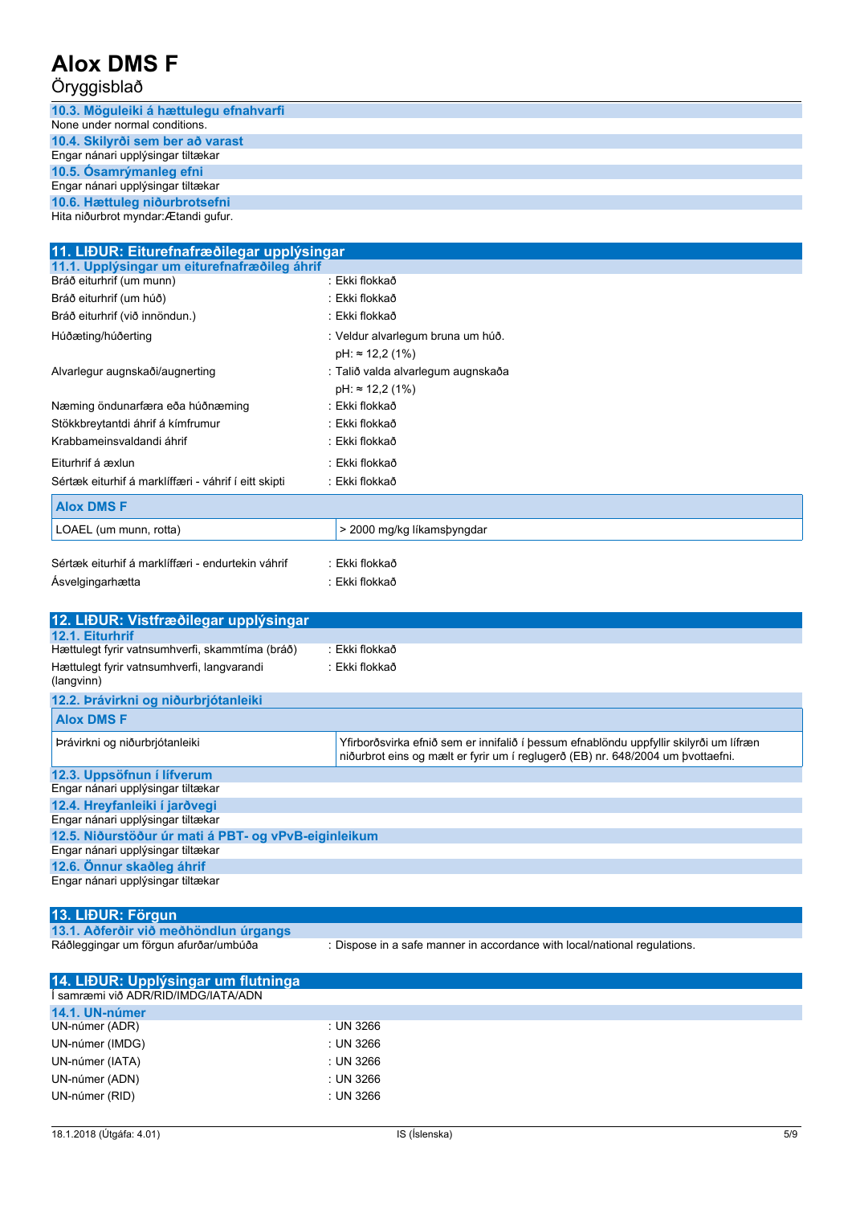### 10.3. Möguleiki á hættulegu efnahvarfi

None under normal conditions.

### 10.4. Skilyrði sem ber að varast

Engar nánari upplýsingar tiltækar

### 10.5. Ósamrýmanleg efni

Engar nánari upplýsingar tiltækar

### 10.6. Hættuleg niðurbrotsefni

Hita niðurbrot myndar:Ætandi gufur.

## 11. LIÐUR: Eiturefnafræðilegar upplýsingar

### 11.1. Upplýsingar um eiturefnafræðileg áhrif

| | |
|---|---|
| Bráð eiturhrif (um munn) | : Ekki flokkað |
| Bráð eiturhrif (um húð) | : Ekki flokkað |
| Bráð eiturhrif (við innöndun.) | : Ekki flokkað |
| Húðæting/húðerting | : Veldur alvarlegum bruna um húð.<br>pH: ≈ 12,2 (1%) |
| Alvarlegur augnskaði/augnerting | : Talið valda alvarlegum augnskaða<br>pH: ≈ 12,2 (1%) |
| Næming öndunarfæra eða húðnæming | : Ekki flokkað |
| Stökkbreytandi áhrif á kímfrumur | : Ekki flokkað |
| Krabbameinsvaldandi áhrif | : Ekki flokkað |
| Eiturhrif á æxlun | : Ekki flokkað |
| Sértæk eiturhrif á marklíffæri - váhrif í eitt skipti | : Ekki flokkað |

| Alox DMS F | |
|---|---|
| LOAEL (um munn, rotta) | > 2000 mg/kg líkamsþyngdar |

| | |
|---|---|
| Sértæk eiturhrif á marklíffæri - endurtekin váhrif | : Ekki flokkað |
| Ásvelgingarhætta | : Ekki flokkað |

## 12. LIÐUR: Vistfræðilegar upplýsingar

### 12.1. Eiturhrif

| | |
|---|---|
| Hættulegt fyrir vatnsumhverfi, skammtíma (bráð) | : Ekki flokkað |
| Hættulegt fyrir vatnsumhverfi, langvarandi (langvinn) | : Ekki flokkað |

### 12.2. Þrávirkni og niðurbrjótanleiki

| Alox DMS F | |
|---|---|
| Þrávirkni og niðurbrjótanleiki | Yfirborðsvirka efnið sem er innifalið í þessum efnablöndu uppfyllir skilyrði um lífræn niðurbrot eins og mælt er fyrir um í reglugerð (EB) nr. 648/2004 um þvottaefni. |

### 12.3. Uppsöfnun í lífverum

Engar nánari upplýsingar tiltækar

### 12.4. Hreyfanleiki í jarðvegi

Engar nánari upplýsingar tiltækar

### 12.5. Niðurstöður úr mati á PBT- og vPvB-eiginleikum

Engar nánari upplýsingar tiltækar

### 12.6. Önnur skaðleg áhrif

Engar nánari upplýsingar tiltækar

## 13. LIÐUR: Förgun

### 13.1. Aðferðir við meðhöndlun úrgangs

| | |
|---|---|
| Ráðleggingar um förgun afurðar/umbúða | : Dispose in a safe manner in accordance with local/national regulations. |

## 14. LIÐUR: Upplýsingar um flutninga

Í samræmi við ADR/RID/IMDG/IATA/ADN

### 14.1. UN-númer

| | |
|---|---|
| UN-númer (ADR) | : UN 3266 |
| UN-númer (IMDG) | : UN 3266 |
| UN-númer (IATA) | : UN 3266 |
| UN-númer (ADN) | : UN 3266 |
| UN-númer (RID) | : UN 3266 |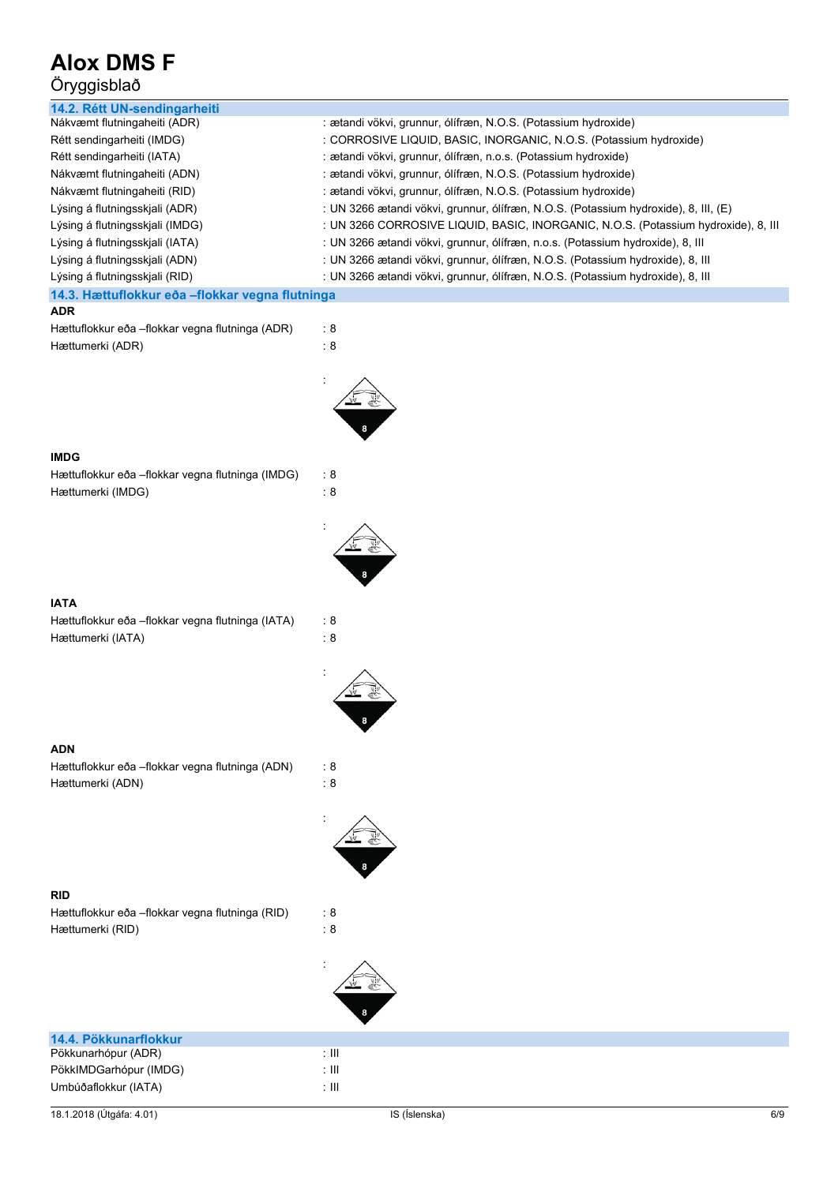## 14.2. Rétt UN-sendingarheiti

| | |
|---|---|
| Nákvæmt flutningaheiti (ADR) | : ætandi vökvi, grunnur, ólífræn, N.O.S. (Potassium hydroxide) |
| Rétt sendingarheiti (IMDG) | : CORROSIVE LIQUID, BASIC, INORGANIC, N.O.S. (Potassium hydroxide) |
| Rétt sendingarheiti (IATA) | : ætandi vökvi, grunnur, ólífræn, n.o.s. (Potassium hydroxide) |
| Nákvæmt flutningaheiti (ADN) | : ætandi vökvi, grunnur, ólífræn, N.O.S. (Potassium hydroxide) |
| Nákvæmt flutningaheiti (RID) | : ætandi vökvi, grunnur, ólífræn, N.O.S. (Potassium hydroxide) |
| Lýsing á flutningsskjali (ADR) | : UN 3266 ætandi vökvi, grunnur, ólífræn, N.O.S. (Potassium hydroxide), 8, III, (E) |
| Lýsing á flutningsskjali (IMDG) | : UN 3266 CORROSIVE LIQUID, BASIC, INORGANIC, N.O.S. (Potassium hydroxide), 8, III |
| Lýsing á flutningsskjali (IATA) | : UN 3266 ætandi vökvi, grunnur, ólífræn, n.o.s. (Potassium hydroxide), 8, III |
| Lýsing á flutningsskjali (ADN) | : UN 3266 ætandi vökvi, grunnur, ólífræn, N.O.S. (Potassium hydroxide), 8, III |
| Lýsing á flutningsskjali (RID) | : UN 3266 ætandi vökvi, grunnur, ólífræn, N.O.S. (Potassium hydroxide), 8, III |

## 14.3. Hættuflokkur eða –flokkar vegna flutninga

**ADR**

Hættuflokkur eða –flokkar vegna flutninga (ADR) : 8

Hættumerki (ADR) : 8

:

**IMDG**

Hættuflokkur eða –flokkar vegna flutninga (IMDG) : 8

Hættumerki (IMDG) : 8

:

**IATA**

Hættuflokkur eða –flokkar vegna flutninga (IATA) : 8

Hættumerki (IATA) : 8

:

**ADN**

Hættuflokkur eða –flokkar vegna flutninga (ADN) : 8

Hættumerki (ADN) : 8

:

**RID**

Hættuflokkur eða –flokkar vegna flutninga (RID) : 8

Hættumerki (RID) : 8

:

## 14.4. Pökkunarflokkur

| | |
|---|---|
| Pökkunarhópur (ADR) | : III |
| PökkIMDGarhópur (IMDG) | : III |
| Umbúðaflokkur (IATA) | : III |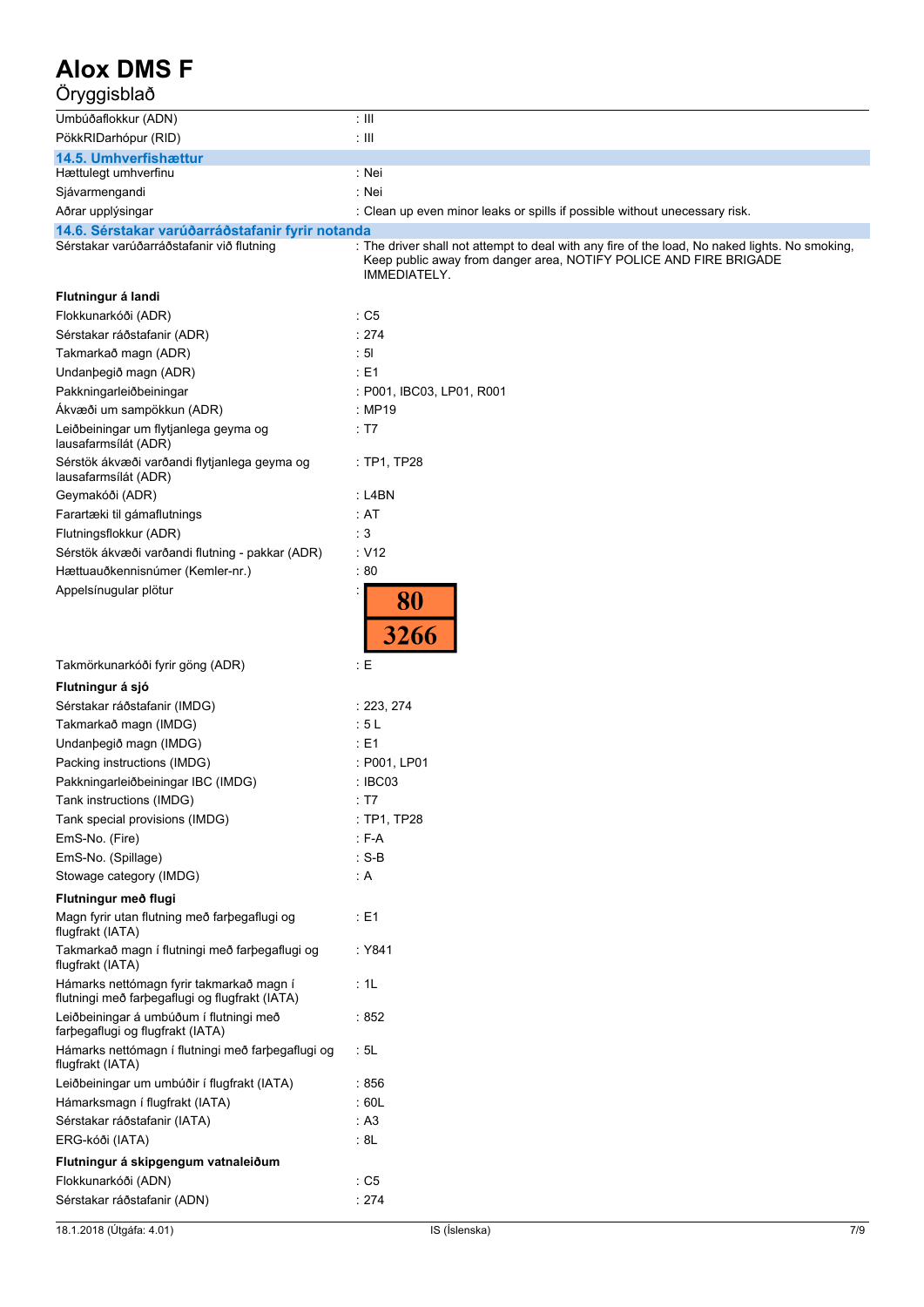| | |
|---|---|
| Umbúðaflokkur (ADN) | : III |
| PökkRIDarhópur (RID) | : III |

### 14.5. Umhverfishættur

| | |
|---|---|
| Hættulegt umhverfinu | : Nei |
| Sjávarmengandi | : Nei |
| Aðrar upplýsingar | : Clean up even minor leaks or spills if possible without unecessary risk. |

### 14.6. Sérstakar varúðarráðstafanir fyrir notanda

| | |
|---|---|
| Sérstakar varúðarráðstafanir við flutning | : The driver shall not attempt to deal with any fire of the load, No naked lights. No smoking, Keep public away from danger area, NOTIFY POLICE AND FIRE BRIGADE IMMEDIATELY. |

**Flutningur á landi**

| | |
|---|---|
| Flokkunarkóði (ADR) | : C5 |
| Sérstakar ráðstafanir (ADR) | : 274 |
| Takmarkað magn (ADR) | : 5l |
| Undanþegið magn (ADR) | : E1 |
| Pakkningarleiðbeiningar | : P001, IBC03, LP01, R001 |
| Ákvæði um sampökkun (ADR) | : MP19 |
| Leiðbeiningar um flytjanlega geyma og lausafarmsílát (ADR) | : T7 |
| Sérstök ákvæði varðandi flytjanlega geyma og lausafarmsílát (ADR) | : TP1, TP28 |
| Geymakóði (ADR) | : L4BN |
| Farartæki til gámaflutnings | : AT |
| Flutningsflokkur (ADR) | : 3 |
| Sérstök ákvæði varðandi flutning - pakkar (ADR) | : V12 |
| Hættuauðkennisnúmer (Kemler-nr.) | : 80 |
| Appelsínugular plötur | : 80 / 3266 |
| Takmörkunarkóði fyrir göng (ADR) | : E |

**Flutningur á sjó**

| | |
|---|---|
| Sérstakar ráðstafanir (IMDG) | : 223, 274 |
| Takmarkað magn (IMDG) | : 5 L |
| Undanþegið magn (IMDG) | : E1 |
| Packing instructions (IMDG) | : P001, LP01 |
| Pakkningarleiðbeiningar IBC (IMDG) | : IBC03 |
| Tank instructions (IMDG) | : T7 |
| Tank special provisions (IMDG) | : TP1, TP28 |
| EmS-No. (Fire) | : F-A |
| EmS-No. (Spillage) | : S-B |
| Stowage category (IMDG) | : A |

**Flutningur með flugi**

| | |
|---|---|
| Magn fyrir utan flutning með farþegaflugi og flugfrakt (IATA) | : E1 |
| Takmarkað magn í flutningi með farþegaflugi og flugfrakt (IATA) | : Y841 |
| Hámarks nettómagn fyrir takmarkað magn í flutningi með farþegaflugi og flugfrakt (IATA) | : 1L |
| Leiðbeiningar á umbúðum í flutningi með farþegaflugi og flugfrakt (IATA) | : 852 |
| Hámarks nettómagn í flutningi með farþegaflugi og flugfrakt (IATA) | : 5L |
| Leiðbeiningar um umbúðir í flugfrakt (IATA) | : 856 |
| Hámarksmagn í flugfrakt (IATA) | : 60L |
| Sérstakar ráðstafanir (IATA) | : A3 |
| ERG-kóði (IATA) | : 8L |

**Flutningur á skipgengum vatnaleiðum**

| | |
|---|---|
| Flokkunarkóði (ADN) | : C5 |
| Sérstakar ráðstafanir (ADN) | : 274 |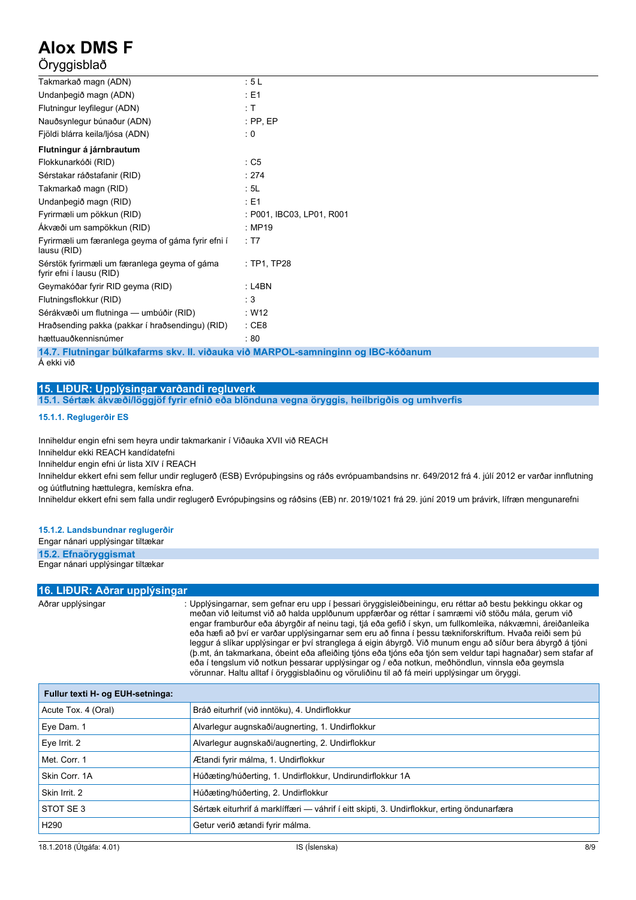| | |
|---|---|
| Takmarkað magn (ADN) | : 5 L |
| Undanþegið magn (ADN) | : E1 |
| Flutningur leyfilegur (ADN) | : T |
| Nauðsynlegur búnaður (ADN) | : PP, EP |
| Fjöldi blárra keila/ljósa (ADN) | : 0 |

**Flutningur á járnbrautum**

| | |
|---|---|
| Flokkunarkóði (RID) | : C5 |
| Sérstakar ráðstafanir (RID) | : 274 |
| Takmarkað magn (RID) | : 5L |
| Undanþegið magn (RID) | : E1 |
| Fyrirmæli um pökkun (RID) | : P001, IBC03, LP01, R001 |
| Ákvæði um sampökkun (RID) | : MP19 |
| Fyrirmæli um færanlega geyma of gáma fyrir efni í lausu (RID) | : T7 |
| Sérstök fyrirmæli um færanlega geyma of gáma fyrir efni í lausu (RID) | : TP1, TP28 |
| Geymakóðar fyrir RID geyma (RID) | : L4BN |
| Flutningsflokkur (RID) | : 3 |
| Sérákvæði um flutninga — umbúðir (RID) | : W12 |
| Hraðsending pakka (pakkar í hraðsendingu) (RID) | : CE8 |
| hættuauðkennisnúmer | : 80 |

### 14.7. Flutningar búlkafarms skv. II. viðauka við MARPOL-samninginn og IBC-kóðanum

Á ekki við

## 15. LIÐUR: Upplýsingar varðandi regluverk

### 15.1. Sértæk ákvæði/löggjöf fyrir efnið eða blönduna vegna öryggis, heilbrigðis og umhverfis

#### 15.1.1. Reglugerðir ES

Inniheldur engin efni sem heyra undir takmarkanir í Viðauka XVII við REACH

Inniheldur ekki REACH kandídatefni

Inniheldur engin efni úr lista XIV í REACH

Inniheldur ekkert efni sem fellur undir reglugerð (ESB) Evrópuþingsins og ráðs evrópuambandsins nr. 649/2012 frá 4. júlí 2012 er varðar innflutning og úútflutning hættulegra, kemískra efna.

Inniheldur ekkert efni sem falla undir reglugerð Evrópuþingsins og ráðsins (EB) nr. 2019/1021 frá 29. júní 2019 um þrávirk, lífræn mengunarefni

#### 15.1.2. Landsbundnar reglugerðir

Engar nánari upplýsingar tiltækar

### 15.2. Efnaöryggismat

Engar nánari upplýsingar tiltækar

## 16. LIÐUR: Aðrar upplýsingar

| | |
|---|---|
| Aðrar upplýsingar | : Upplýsingarnar, sem gefnar eru upp í þessari öryggisleiðbeiningu, eru réttar að bestu þekkingu okkar og meðan við leitumst við að halda upplðunum uppfærðar og réttar í samræmi við stöðu mála, gerum við engar framburður eða ábyrgðir af neinu tagi, tjá eða gefið í skyn, um fullkomleika, nákvæmni, áreiðanleika eða hæfi að því er varðar upplýsingarnar sem eru að finna í þessu tækniforskriftum. Hvaða reiði sem þú leggur á slíkar upplýsingar er því stranglega á eigin ábyrgð. Við munum engu að síður bera ábyrgð á tjóni (þ.mt, án takmarkana, óbeint eða afleiðing tjóns eða tjóns sem veldur tapi hagnaðar) sem stafar af eða í tengslum við notkun þessarar upplýsingar og / eða notkun, meðhöndlun, vinnsla eða geymsla vörunnar. Haltu alltaf í öryggisblaðinu og vöruliðinu til að fá meiri upplýsingar um öryggi. |

| Fullur texti H- og EUH-setninga: | |
|---|---|
| Acute Tox. 4 (Oral) | Bráð eiturhrif (við inntöku), 4. Undirflokkur |
| Eye Dam. 1 | Alvarlegur augnskaði/augnerting, 1. Undirflokkur |
| Eye Irrit. 2 | Alvarlegur augnskaði/augnerting, 2. Undirflokkur |
| Met. Corr. 1 | Ætandi fyrir málma, 1. Undirflokkur |
| Skin Corr. 1A | Húðæting/húðerting, 1. Undirflokkur, Undirundirflokkur 1A |
| Skin Irrit. 2 | Húðæting/húðerting, 2. Undirflokkur |
| STOT SE 3 | Sértæk eiturhrif á marklíffæri — váhrif í eitt skipti, 3. Undirflokkur, erting öndunarfæra |
| H290 | Getur verið ætandi fyrir málma. |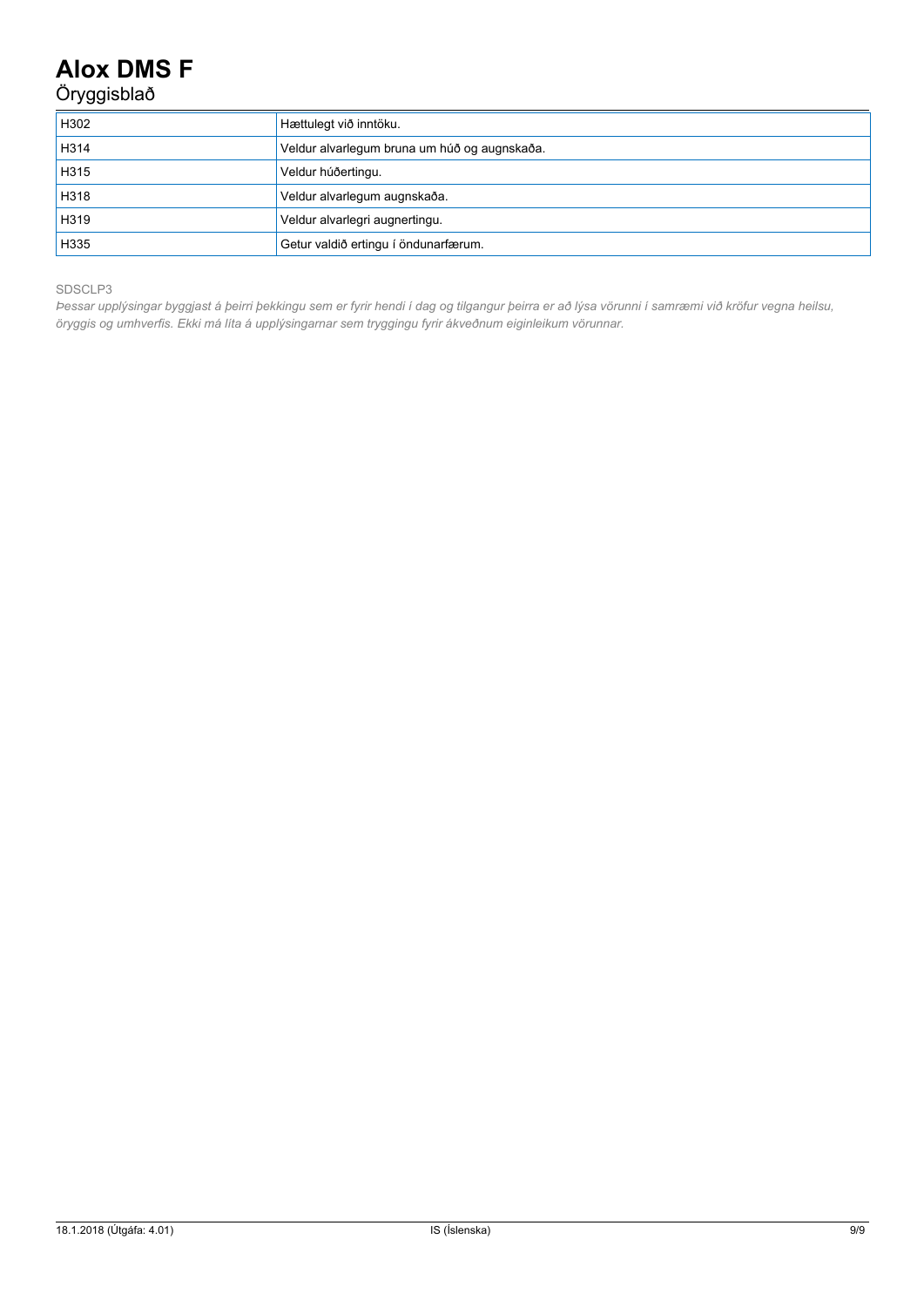| | |
|---|---|
| H302 | Hættulegt við inntöku. |
| H314 | Veldur alvarlegum bruna um húð og augnskaða. |
| H315 | Veldur húðertingu. |
| H318 | Veldur alvarlegum augnskaða. |
| H319 | Veldur alvarlegri augnertingu. |
| H335 | Getur valdið ertingu í öndunarfærum. |

SDSCLP3

*Þessar upplýsingar byggjast á þeirri þekkingu sem er fyrir hendi í dag og tilgangur þeirra er að lýsa vörunni í samræmi við kröfur vegna heilsu, öryggis og umhverfis. Ekki má líta á upplýsingarnar sem tryggingu fyrir ákveðnum eiginleikum vörunnar.*